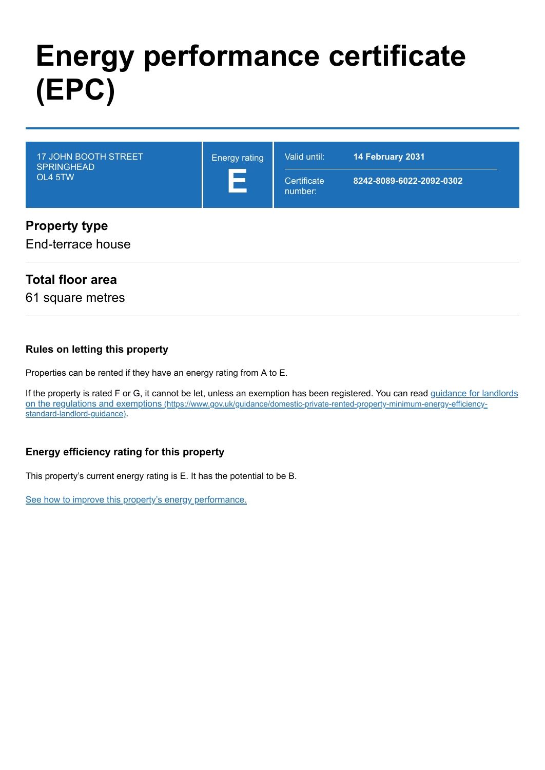# Energy performance certificate (EPC)

| 17 JOHN BOOTH STREET SPRINGHEAD OL4 5TW | Energy rating **E** | Valid until: | **14 February 2031** |
|---|---|---|---|
| | | Certificate number: | **8242-8089-6022-2092-0302** |

## Property type

End-terrace house

## Total floor area

61 square metres

### Rules on letting this property

Properties can be rented if they have an energy rating from A to E.

If the property is rated F or G, it cannot be let, unless an exemption has been registered. You can read guidance for landlords on the regulations and exemptions (https://www.gov.uk/guidance/domestic-private-rented-property-minimum-energy-efficiency-standard-landlord-guidance).

### Energy efficiency rating for this property

This property's current energy rating is E. It has the potential to be B.

See how to improve this property's energy performance.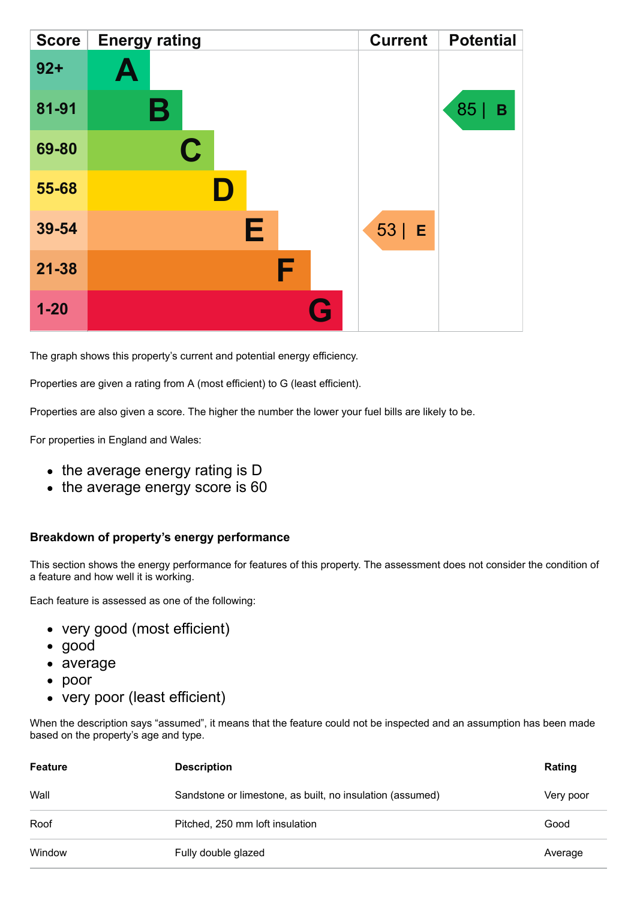| Score | Energy rating | Current | Potential |
| --- | --- | --- | --- |
| 92+ | A | | |
| 81-91 | B | | 85 \| B |
| 69-80 | C | | |
| 55-68 | D | | |
| 39-54 | E | 53 \| E | |
| 21-38 | F | | |
| 1-20 | G | | |

The graph shows this property's current and potential energy efficiency.

Properties are given a rating from A (most efficient) to G (least efficient).

Properties are also given a score. The higher the number the lower your fuel bills are likely to be.

For properties in England and Wales:

- the average energy rating is D
- the average energy score is 60

### Breakdown of property's energy performance

This section shows the energy performance for features of this property. The assessment does not consider the condition of a feature and how well it is working.

Each feature is assessed as one of the following:

- very good (most efficient)
- good
- average
- poor
- very poor (least efficient)

When the description says "assumed", it means that the feature could not be inspected and an assumption has been made based on the property's age and type.

| Feature | Description | Rating |
| --- | --- | --- |
| Wall | Sandstone or limestone, as built, no insulation (assumed) | Very poor |
| Roof | Pitched, 250 mm loft insulation | Good |
| Window | Fully double glazed | Average |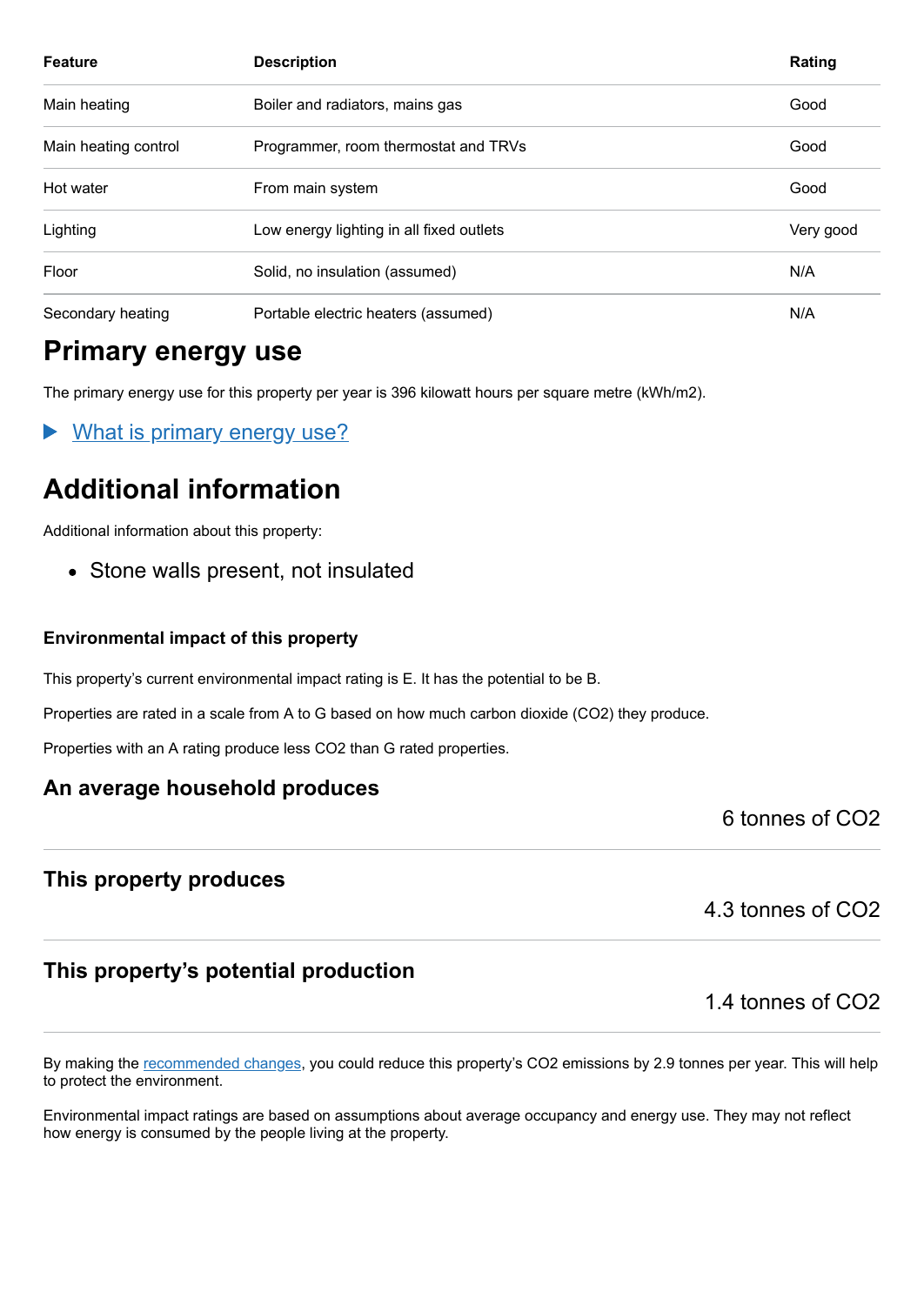| Feature | Description | Rating |
|---|---|---|
| Main heating | Boiler and radiators, mains gas | Good |
| Main heating control | Programmer, room thermostat and TRVs | Good |
| Hot water | From main system | Good |
| Lighting | Low energy lighting in all fixed outlets | Very good |
| Floor | Solid, no insulation (assumed) | N/A |
| Secondary heating | Portable electric heaters (assumed) | N/A |

## Primary energy use

The primary energy use for this property per year is 396 kilowatt hours per square metre (kWh/m2).

▶ What is primary energy use?

## Additional information

Additional information about this property:

- Stone walls present, not insulated

### Environmental impact of this property

This property's current environmental impact rating is E. It has the potential to be B.

Properties are rated in a scale from A to G based on how much carbon dioxide ($CO_2$) they produce.

Properties with an A rating produce less $CO_2$ than G rated properties.

### An average household produces

6 tonnes of $CO_2$

### This property produces

4.3 tonnes of $CO_2$

### This property's potential production

1.4 tonnes of $CO_2$

By making the recommended changes, you could reduce this property's $CO_2$ emissions by 2.9 tonnes per year. This will help to protect the environment.

Environmental impact ratings are based on assumptions about average occupancy and energy use. They may not reflect how energy is consumed by the people living at the property.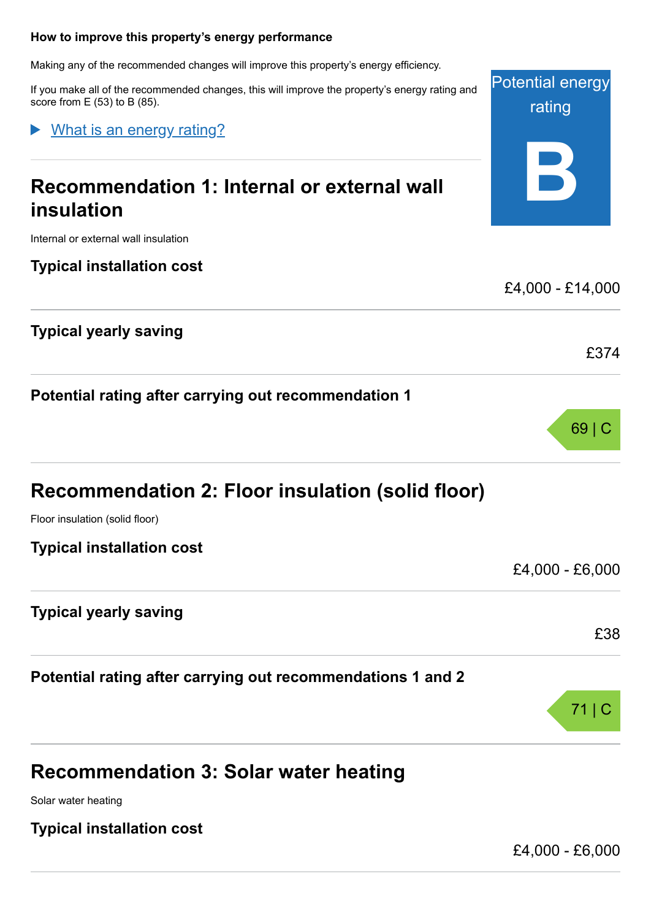### How to improve this property's energy performance

Making any of the recommended changes will improve this property's energy efficiency.

If you make all of the recommended changes, this will improve the property's energy rating and score from E (53) to B (85).

Potential energy rating

**B**

[What is an energy rating?]

## Recommendation 1: Internal or external wall insulation

Internal or external wall insulation

**Typical installation cost**

£4,000 - £14,000

**Typical yearly saving**

£374

**Potential rating after carrying out recommendation 1**

69 | C

## Recommendation 2: Floor insulation (solid floor)

Floor insulation (solid floor)

**Typical installation cost**

£4,000 - £6,000

**Typical yearly saving**

£38

**Potential rating after carrying out recommendations 1 and 2**

71 | C

## Recommendation 3: Solar water heating

Solar water heating

**Typical installation cost**

£4,000 - £6,000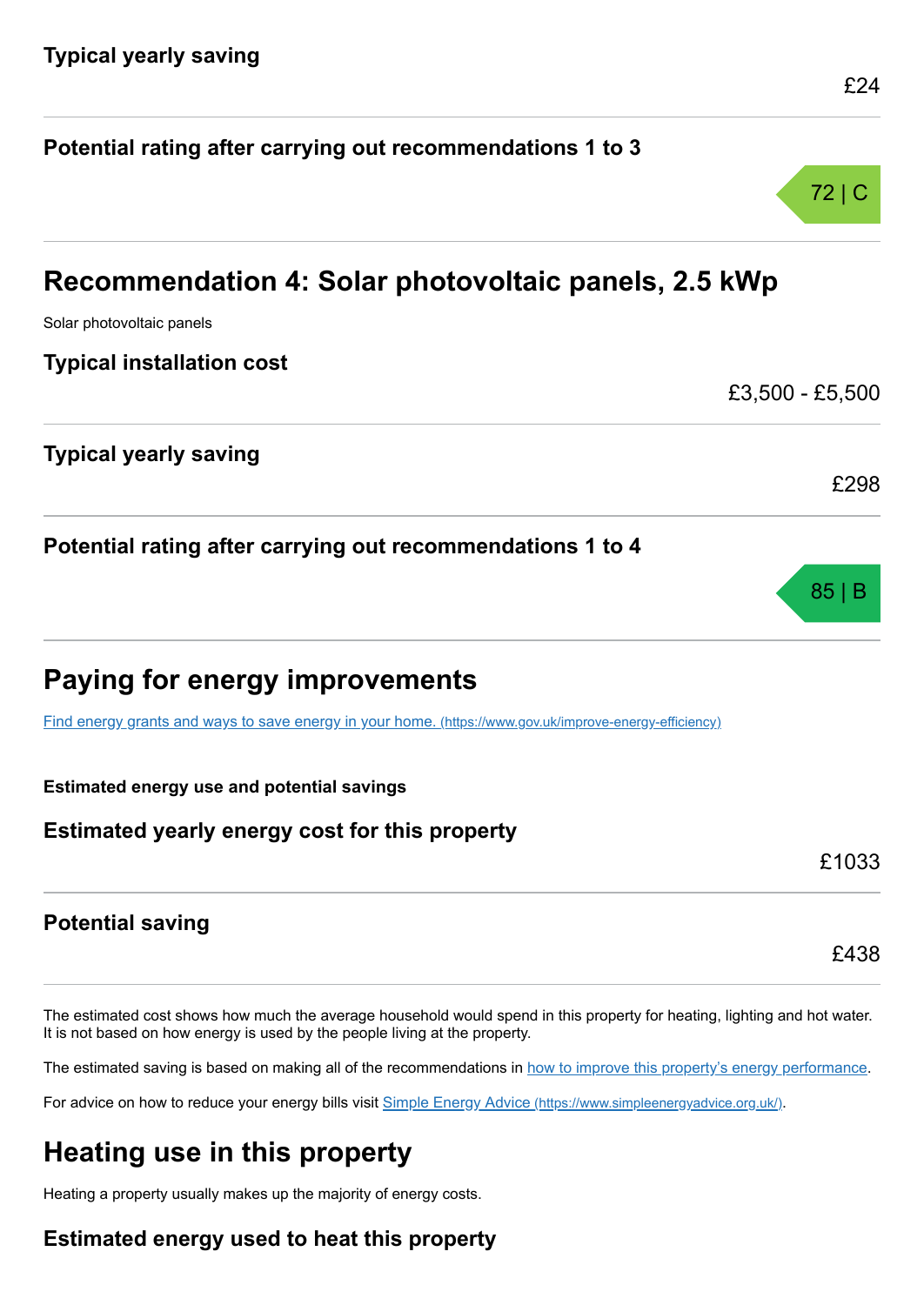### Typical yearly saving

£24

### Potential rating after carrying out recommendations 1 to 3

72 | C

## Recommendation 4: Solar photovoltaic panels, 2.5 kWp

Solar photovoltaic panels

### Typical installation cost

£3,500 - £5,500

### Typical yearly saving

£298

### Potential rating after carrying out recommendations 1 to 4

85 | B

## Paying for energy improvements

[Find energy grants and ways to save energy in your home. (https://www.gov.uk/improve-energy-efficiency)](https://www.gov.uk/improve-energy-efficiency)

**Estimated energy use and potential savings**

### Estimated yearly energy cost for this property

£1033

### Potential saving

£438

The estimated cost shows how much the average household would spend in this property for heating, lighting and hot water. It is not based on how energy is used by the people living at the property.

The estimated saving is based on making all of the recommendations in how to improve this property's energy performance.

For advice on how to reduce your energy bills visit [Simple Energy Advice (https://www.simpleenergyadvice.org.uk/)](https://www.simpleenergyadvice.org.uk/).

## Heating use in this property

Heating a property usually makes up the majority of energy costs.

### Estimated energy used to heat this property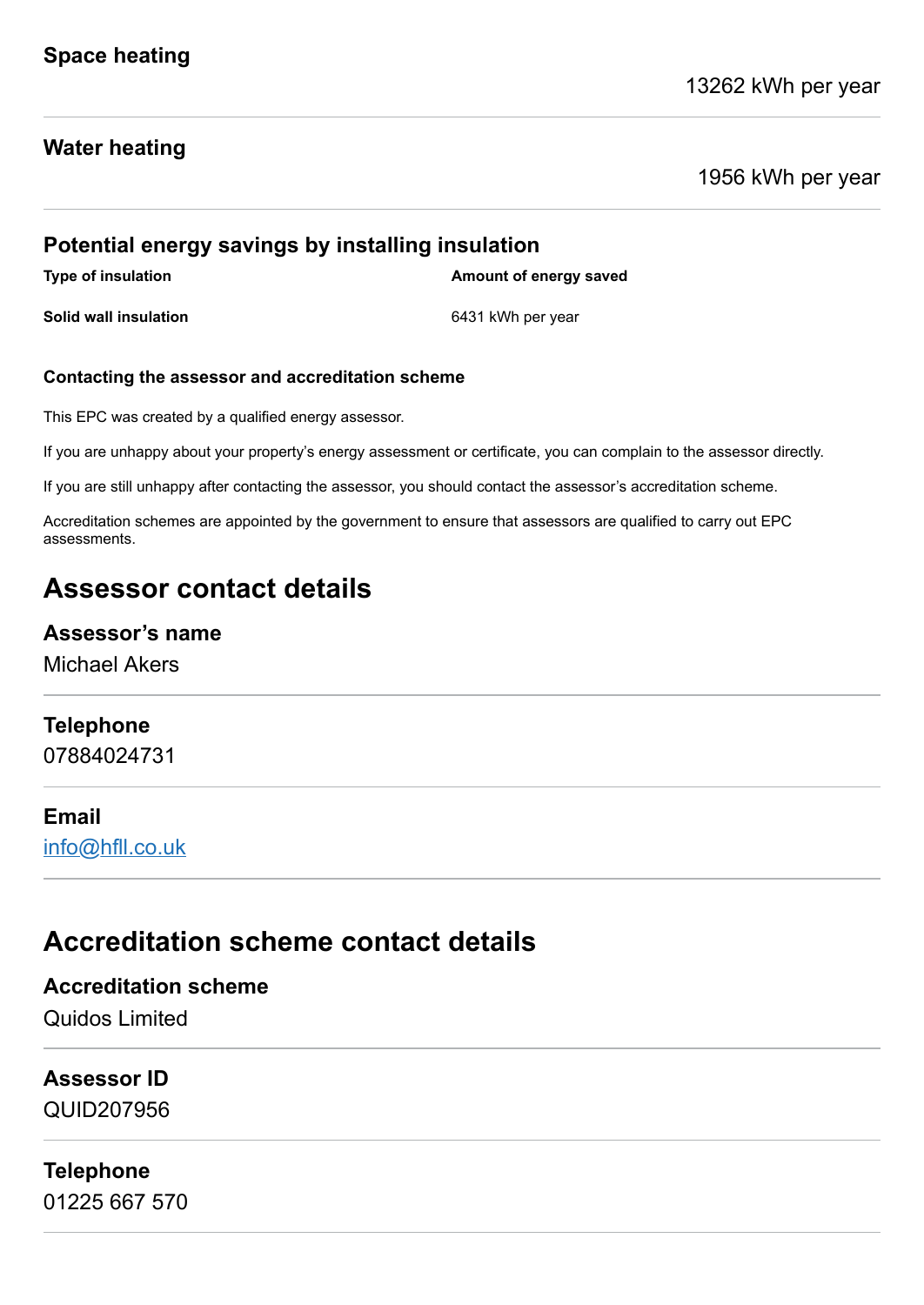### Space heating

13262 kWh per year

### Water heating

1956 kWh per year

### Potential energy savings by installing insulation

| Type of insulation | Amount of energy saved |
| --- | --- |
| **Solid wall insulation** | 6431 kWh per year |

**Contacting the assessor and accreditation scheme**

This EPC was created by a qualified energy assessor.

If you are unhappy about your property's energy assessment or certificate, you can complain to the assessor directly.

If you are still unhappy after contacting the assessor, you should contact the assessor's accreditation scheme.

Accreditation schemes are appointed by the government to ensure that assessors are qualified to carry out EPC assessments.

## Assessor contact details

### Assessor's name

Michael Akers

### Telephone

07884024731

### Email

info@hfll.co.uk

## Accreditation scheme contact details

### Accreditation scheme

Quidos Limited

### Assessor ID

QUID207956

### Telephone

01225 667 570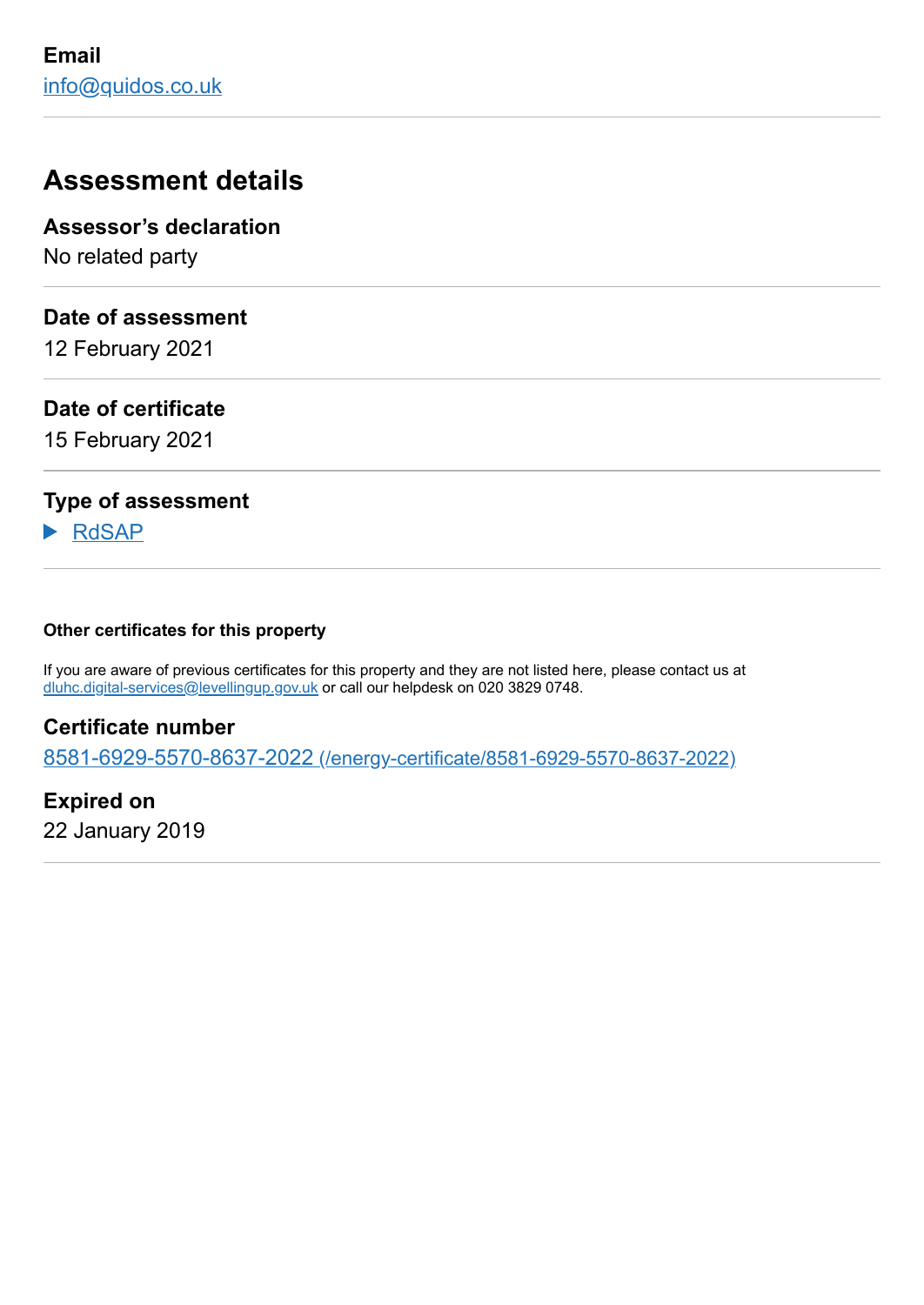**Email**
info@quidos.co.uk

## Assessment details

**Assessor's declaration**
No related party

**Date of assessment**
12 February 2021

**Date of certificate**
15 February 2021

**Type of assessment**
▶ RdSAP

#### Other certificates for this property

If you are aware of previous certificates for this property and they are not listed here, please contact us at dluhc.digital-services@levellingup.gov.uk or call our helpdesk on 020 3829 0748.

**Certificate number**
8581-6929-5570-8637-2022 (/energy-certificate/8581-6929-5570-8637-2022)

**Expired on**
22 January 2019